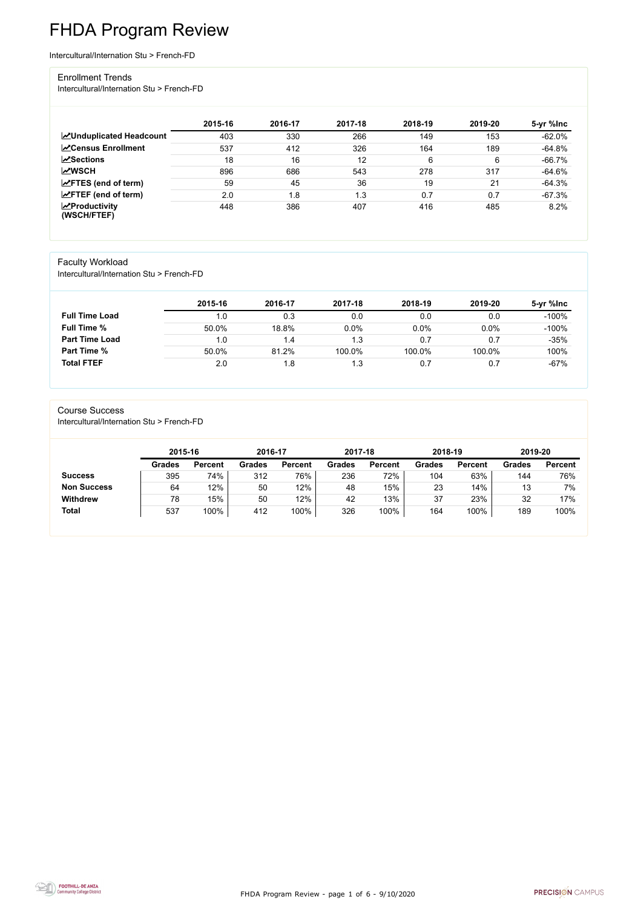# FHDA Program Review

Intercultural/Internation Stu > French-FD

## Enrollment Trends

Intercultural/Internation Stu > French-FD

| | 2015-16 | 2016-17 | 2017-18 | 2018-19 | 2019-20 | 5-yr %Inc |
|---|---|---|---|---|---|---|
| **Unduplicated Headcount** | 403 | 330 | 266 | 149 | 153 | -62.0% |
| **Census Enrollment** | 537 | 412 | 326 | 164 | 189 | -64.8% |
| **Sections** | 18 | 16 | 12 | 6 | 6 | -66.7% |
| **WSCH** | 896 | 686 | 543 | 278 | 317 | -64.6% |
| **FTES (end of term)** | 59 | 45 | 36 | 19 | 21 | -64.3% |
| **FTEF (end of term)** | 2.0 | 1.8 | 1.3 | 0.7 | 0.7 | -67.3% |
| **Productivity (WSCH/FTEF)** | 448 | 386 | 407 | 416 | 485 | 8.2% |

## Faculty Workload

Intercultural/Internation Stu > French-FD

| | 2015-16 | 2016-17 | 2017-18 | 2018-19 | 2019-20 | 5-yr %Inc |
|---|---|---|---|---|---|---|
| **Full Time Load** | 1.0 | 0.3 | 0.0 | 0.0 | 0.0 | -100% |
| **Full Time %** | 50.0% | 18.8% | 0.0% | 0.0% | 0.0% | -100% |
| **Part Time Load** | 1.0 | 1.4 | 1.3 | 0.7 | 0.7 | -35% |
| **Part Time %** | 50.0% | 81.2% | 100.0% | 100.0% | 100.0% | 100% |
| **Total FTEF** | 2.0 | 1.8 | 1.3 | 0.7 | 0.7 | -67% |

## Course Success

Intercultural/Internation Stu > French-FD

| | 2015-16 | | 2016-17 | | 2017-18 | | 2018-19 | | 2019-20 | |
|---|---|---|---|---|---|---|---|---|---|---|
| | Grades | Percent | Grades | Percent | Grades | Percent | Grades | Percent | Grades | Percent |
| **Success** | 395 | 74% | 312 | 76% | 236 | 72% | 104 | 63% | 144 | 76% |
| **Non Success** | 64 | 12% | 50 | 12% | 48 | 15% | 23 | 14% | 13 | 7% |
| **Withdrew** | 78 | 15% | 50 | 12% | 42 | 13% | 37 | 23% | 32 | 17% |
| **Total** | 537 | 100% | 412 | 100% | 326 | 100% | 164 | 100% | 189 | 100% |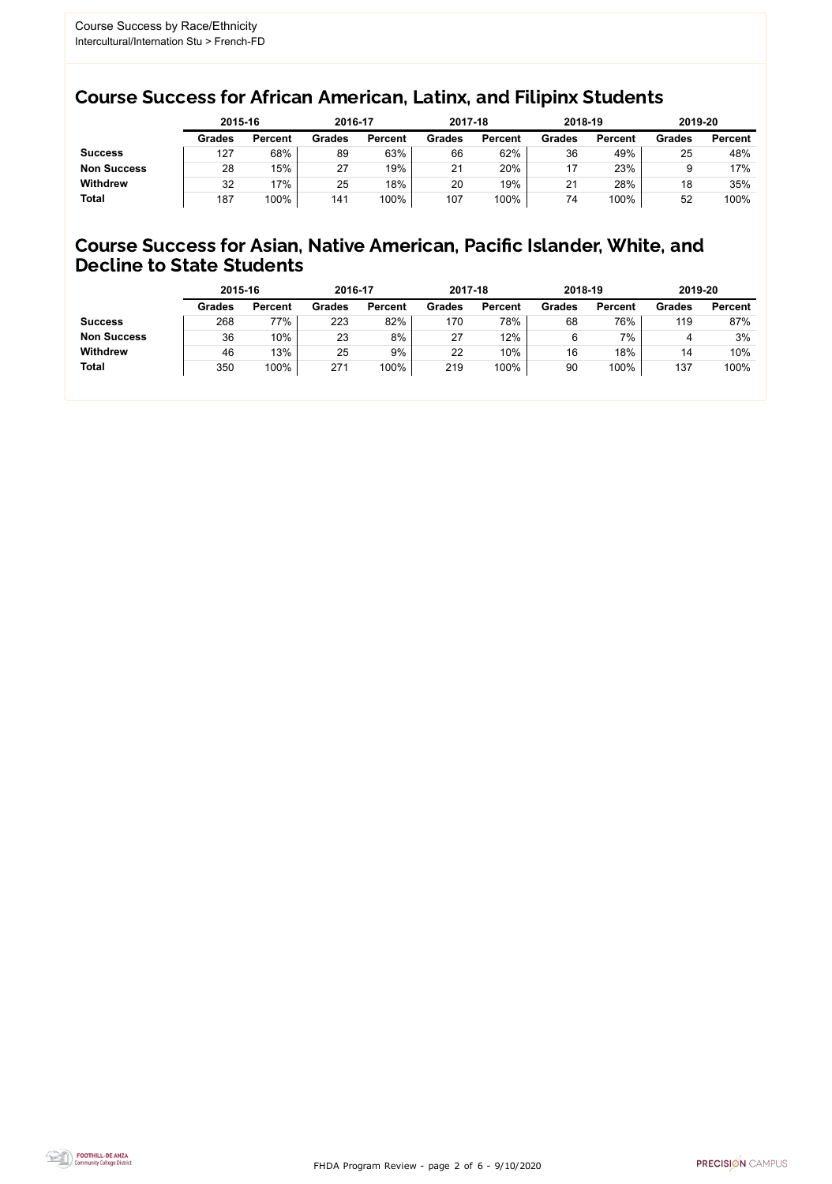Course Success by Race/Ethnicity
Intercultural/Internation Stu > French-FD

## Course Success for African American, Latinx, and Filipinx Students

| | 2015-16 | | 2016-17 | | 2017-18 | | 2018-19 | | 2019-20 | |
|---|---|---|---|---|---|---|---|---|---|---|
| | Grades | Percent | Grades | Percent | Grades | Percent | Grades | Percent | Grades | Percent |
| **Success** | 127 | 68% | 89 | 63% | 66 | 62% | 36 | 49% | 25 | 48% |
| **Non Success** | 28 | 15% | 27 | 19% | 21 | 20% | 17 | 23% | 9 | 17% |
| **Withdrew** | 32 | 17% | 25 | 18% | 20 | 19% | 21 | 28% | 18 | 35% |
| **Total** | 187 | 100% | 141 | 100% | 107 | 100% | 74 | 100% | 52 | 100% |

## Course Success for Asian, Native American, Pacific Islander, White, and Decline to State Students

| | 2015-16 | | 2016-17 | | 2017-18 | | 2018-19 | | 2019-20 | |
|---|---|---|---|---|---|---|---|---|---|---|
| | Grades | Percent | Grades | Percent | Grades | Percent | Grades | Percent | Grades | Percent |
| **Success** | 268 | 77% | 223 | 82% | 170 | 78% | 68 | 76% | 119 | 87% |
| **Non Success** | 36 | 10% | 23 | 8% | 27 | 12% | 6 | 7% | 4 | 3% |
| **Withdrew** | 46 | 13% | 25 | 9% | 22 | 10% | 16 | 18% | 14 | 10% |
| **Total** | 350 | 100% | 271 | 100% | 219 | 100% | 90 | 100% | 137 | 100% |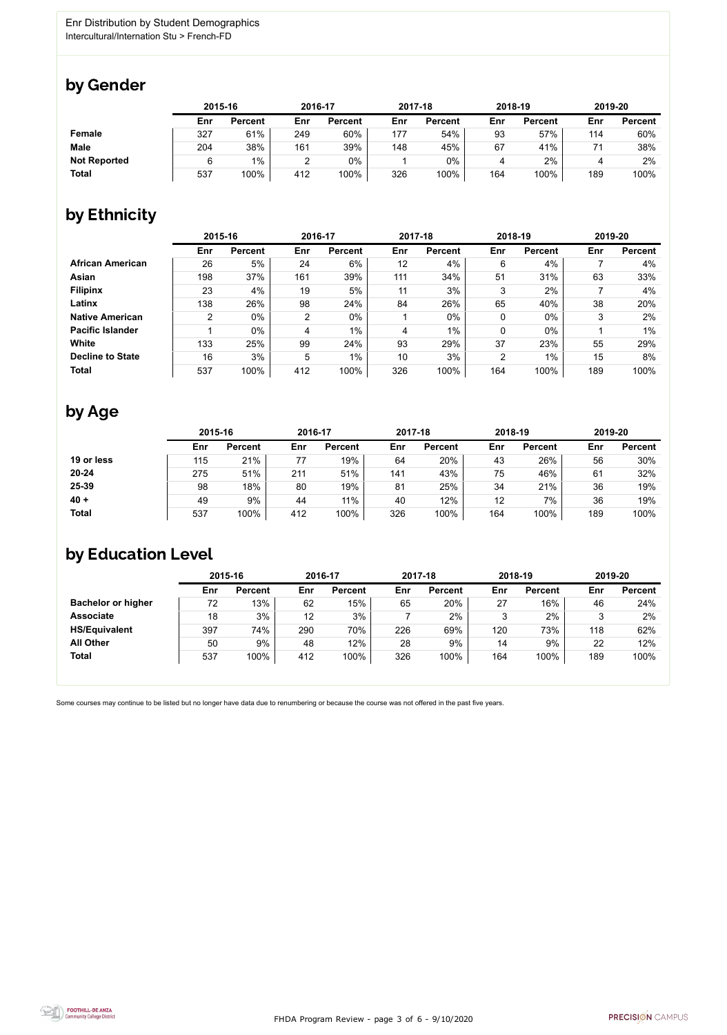Enr Distribution by Student Demographics
Intercultural/Internation Stu > French-FD

## by Gender

| | 2015-16 | | 2016-17 | | 2017-18 | | 2018-19 | | 2019-20 | |
|---|---|---|---|---|---|---|---|---|---|---|
| | Enr | Percent | Enr | Percent | Enr | Percent | Enr | Percent | Enr | Percent |
| **Female** | 327 | 61% | 249 | 60% | 177 | 54% | 93 | 57% | 114 | 60% |
| **Male** | 204 | 38% | 161 | 39% | 148 | 45% | 67 | 41% | 71 | 38% |
| **Not Reported** | 6 | 1% | 2 | 0% | 1 | 0% | 4 | 2% | 4 | 2% |
| **Total** | 537 | 100% | 412 | 100% | 326 | 100% | 164 | 100% | 189 | 100% |

## by Ethnicity

| | 2015-16 | | 2016-17 | | 2017-18 | | 2018-19 | | 2019-20 | |
|---|---|---|---|---|---|---|---|---|---|---|
| | Enr | Percent | Enr | Percent | Enr | Percent | Enr | Percent | Enr | Percent |
| **African American** | 26 | 5% | 24 | 6% | 12 | 4% | 6 | 4% | 7 | 4% |
| **Asian** | 198 | 37% | 161 | 39% | 111 | 34% | 51 | 31% | 63 | 33% |
| **Filipinx** | 23 | 4% | 19 | 5% | 11 | 3% | 3 | 2% | 7 | 4% |
| **Latinx** | 138 | 26% | 98 | 24% | 84 | 26% | 65 | 40% | 38 | 20% |
| **Native American** | 2 | 0% | 2 | 0% | 1 | 0% | 0 | 0% | 3 | 2% |
| **Pacific Islander** | 1 | 0% | 4 | 1% | 4 | 1% | 0 | 0% | 1 | 1% |
| **White** | 133 | 25% | 99 | 24% | 93 | 29% | 37 | 23% | 55 | 29% |
| **Decline to State** | 16 | 3% | 5 | 1% | 10 | 3% | 2 | 1% | 15 | 8% |
| **Total** | 537 | 100% | 412 | 100% | 326 | 100% | 164 | 100% | 189 | 100% |

## by Age

| | 2015-16 | | 2016-17 | | 2017-18 | | 2018-19 | | 2019-20 | |
|---|---|---|---|---|---|---|---|---|---|---|
| | Enr | Percent | Enr | Percent | Enr | Percent | Enr | Percent | Enr | Percent |
| **19 or less** | 115 | 21% | 77 | 19% | 64 | 20% | 43 | 26% | 56 | 30% |
| **20-24** | 275 | 51% | 211 | 51% | 141 | 43% | 75 | 46% | 61 | 32% |
| **25-39** | 98 | 18% | 80 | 19% | 81 | 25% | 34 | 21% | 36 | 19% |
| **40 +** | 49 | 9% | 44 | 11% | 40 | 12% | 12 | 7% | 36 | 19% |
| **Total** | 537 | 100% | 412 | 100% | 326 | 100% | 164 | 100% | 189 | 100% |

## by Education Level

| | 2015-16 | | 2016-17 | | 2017-18 | | 2018-19 | | 2019-20 | |
|---|---|---|---|---|---|---|---|---|---|---|
| | Enr | Percent | Enr | Percent | Enr | Percent | Enr | Percent | Enr | Percent |
| **Bachelor or higher** | 72 | 13% | 62 | 15% | 65 | 20% | 27 | 16% | 46 | 24% |
| **Associate** | 18 | 3% | 12 | 3% | 7 | 2% | 3 | 2% | 3 | 2% |
| **HS/Equivalent** | 397 | 74% | 290 | 70% | 226 | 69% | 120 | 73% | 118 | 62% |
| **All Other** | 50 | 9% | 48 | 12% | 28 | 9% | 14 | 9% | 22 | 12% |
| **Total** | 537 | 100% | 412 | 100% | 326 | 100% | 164 | 100% | 189 | 100% |

Some courses may continue to be listed but no longer have data due to renumbering or because the course was not offered in the past five years.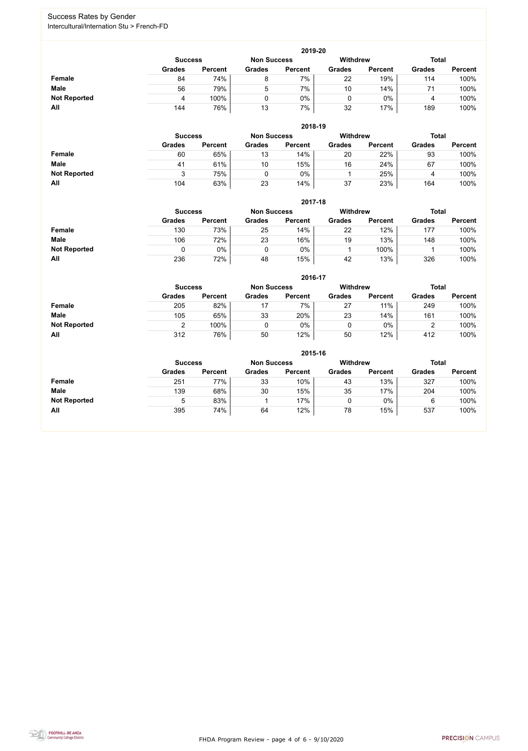## Success Rates by Gender

Intercultural/Internation Stu > French-FD

### 2019-20

| | Success | | Non Success | | Withdrew | | Total | |
|---|---|---|---|---|---|---|---|---|
| | Grades | Percent | Grades | Percent | Grades | Percent | Grades | Percent |
| **Female** | 84 | 74% | 8 | 7% | 22 | 19% | 114 | 100% |
| **Male** | 56 | 79% | 5 | 7% | 10 | 14% | 71 | 100% |
| **Not Reported** | 4 | 100% | 0 | 0% | 0 | 0% | 4 | 100% |
| **All** | 144 | 76% | 13 | 7% | 32 | 17% | 189 | 100% |

### 2018-19

| | Success | | Non Success | | Withdrew | | Total | |
|---|---|---|---|---|---|---|---|---|
| | Grades | Percent | Grades | Percent | Grades | Percent | Grades | Percent |
| **Female** | 60 | 65% | 13 | 14% | 20 | 22% | 93 | 100% |
| **Male** | 41 | 61% | 10 | 15% | 16 | 24% | 67 | 100% |
| **Not Reported** | 3 | 75% | 0 | 0% | 1 | 25% | 4 | 100% |
| **All** | 104 | 63% | 23 | 14% | 37 | 23% | 164 | 100% |

### 2017-18

| | Success | | Non Success | | Withdrew | | Total | |
|---|---|---|---|---|---|---|---|---|
| | Grades | Percent | Grades | Percent | Grades | Percent | Grades | Percent |
| **Female** | 130 | 73% | 25 | 14% | 22 | 12% | 177 | 100% |
| **Male** | 106 | 72% | 23 | 16% | 19 | 13% | 148 | 100% |
| **Not Reported** | 0 | 0% | 0 | 0% | 1 | 100% | 1 | 100% |
| **All** | 236 | 72% | 48 | 15% | 42 | 13% | 326 | 100% |

### 2016-17

| | Success | | Non Success | | Withdrew | | Total | |
|---|---|---|---|---|---|---|---|---|
| | Grades | Percent | Grades | Percent | Grades | Percent | Grades | Percent |
| **Female** | 205 | 82% | 17 | 7% | 27 | 11% | 249 | 100% |
| **Male** | 105 | 65% | 33 | 20% | 23 | 14% | 161 | 100% |
| **Not Reported** | 2 | 100% | 0 | 0% | 0 | 0% | 2 | 100% |
| **All** | 312 | 76% | 50 | 12% | 50 | 12% | 412 | 100% |

### 2015-16

| | Success | | Non Success | | Withdrew | | Total | |
|---|---|---|---|---|---|---|---|---|
| | Grades | Percent | Grades | Percent | Grades | Percent | Grades | Percent |
| **Female** | 251 | 77% | 33 | 10% | 43 | 13% | 327 | 100% |
| **Male** | 139 | 68% | 30 | 15% | 35 | 17% | 204 | 100% |
| **Not Reported** | 5 | 83% | 1 | 17% | 0 | 0% | 6 | 100% |
| **All** | 395 | 74% | 64 | 12% | 78 | 15% | 537 | 100% |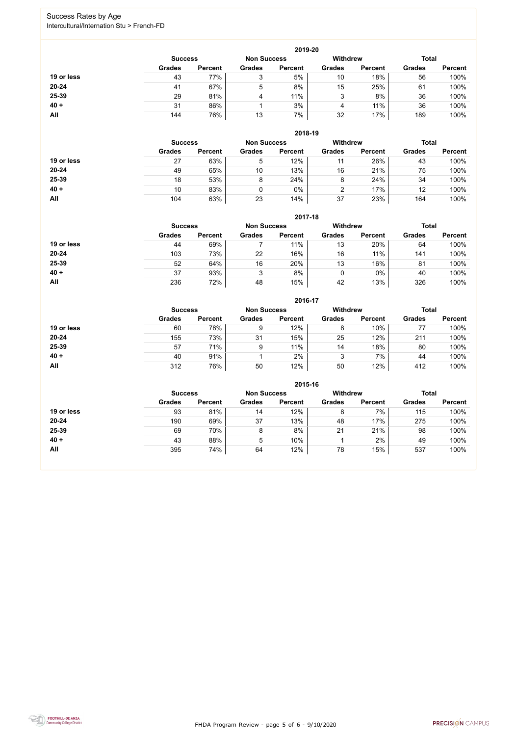# Success Rates by Age

Intercultural/Internation Stu > French-FD

### 2019-20

| | Success | | Non Success | | Withdrew | | Total | |
|---|---|---|---|---|---|---|---|---|
| | Grades | Percent | Grades | Percent | Grades | Percent | Grades | Percent |
| **19 or less** | 43 | 77% | 3 | 5% | 10 | 18% | 56 | 100% |
| **20-24** | 41 | 67% | 5 | 8% | 15 | 25% | 61 | 100% |
| **25-39** | 29 | 81% | 4 | 11% | 3 | 8% | 36 | 100% |
| **40 +** | 31 | 86% | 1 | 3% | 4 | 11% | 36 | 100% |
| **All** | 144 | 76% | 13 | 7% | 32 | 17% | 189 | 100% |

### 2018-19

| | Success | | Non Success | | Withdrew | | Total | |
|---|---|---|---|---|---|---|---|---|
| | Grades | Percent | Grades | Percent | Grades | Percent | Grades | Percent |
| **19 or less** | 27 | 63% | 5 | 12% | 11 | 26% | 43 | 100% |
| **20-24** | 49 | 65% | 10 | 13% | 16 | 21% | 75 | 100% |
| **25-39** | 18 | 53% | 8 | 24% | 8 | 24% | 34 | 100% |
| **40 +** | 10 | 83% | 0 | 0% | 2 | 17% | 12 | 100% |
| **All** | 104 | 63% | 23 | 14% | 37 | 23% | 164 | 100% |

### 2017-18

| | Success | | Non Success | | Withdrew | | Total | |
|---|---|---|---|---|---|---|---|---|
| | Grades | Percent | Grades | Percent | Grades | Percent | Grades | Percent |
| **19 or less** | 44 | 69% | 7 | 11% | 13 | 20% | 64 | 100% |
| **20-24** | 103 | 73% | 22 | 16% | 16 | 11% | 141 | 100% |
| **25-39** | 52 | 64% | 16 | 20% | 13 | 16% | 81 | 100% |
| **40 +** | 37 | 93% | 3 | 8% | 0 | 0% | 40 | 100% |
| **All** | 236 | 72% | 48 | 15% | 42 | 13% | 326 | 100% |

### 2016-17

| | Success | | Non Success | | Withdrew | | Total | |
|---|---|---|---|---|---|---|---|---|
| | Grades | Percent | Grades | Percent | Grades | Percent | Grades | Percent |
| **19 or less** | 60 | 78% | 9 | 12% | 8 | 10% | 77 | 100% |
| **20-24** | 155 | 73% | 31 | 15% | 25 | 12% | 211 | 100% |
| **25-39** | 57 | 71% | 9 | 11% | 14 | 18% | 80 | 100% |
| **40 +** | 40 | 91% | 1 | 2% | 3 | 7% | 44 | 100% |
| **All** | 312 | 76% | 50 | 12% | 50 | 12% | 412 | 100% |

### 2015-16

| | Success | | Non Success | | Withdrew | | Total | |
|---|---|---|---|---|---|---|---|---|
| | Grades | Percent | Grades | Percent | Grades | Percent | Grades | Percent |
| **19 or less** | 93 | 81% | 14 | 12% | 8 | 7% | 115 | 100% |
| **20-24** | 190 | 69% | 37 | 13% | 48 | 17% | 275 | 100% |
| **25-39** | 69 | 70% | 8 | 8% | 21 | 21% | 98 | 100% |
| **40 +** | 43 | 88% | 5 | 10% | 1 | 2% | 49 | 100% |
| **All** | 395 | 74% | 64 | 12% | 78 | 15% | 537 | 100% |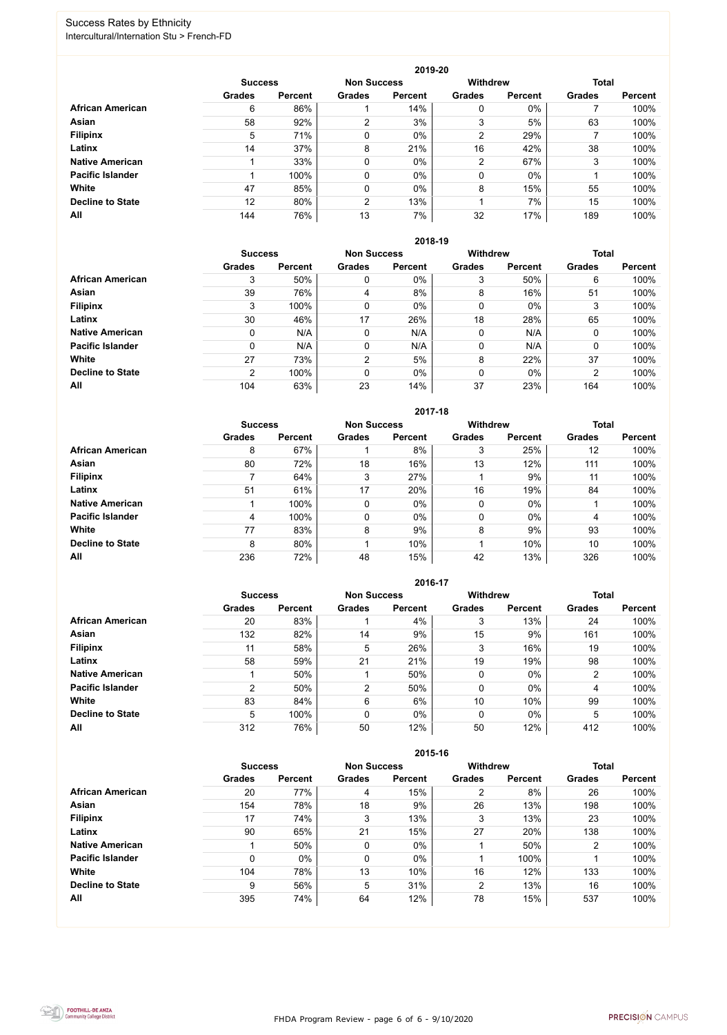# Success Rates by Ethnicity

Intercultural/Internation Stu > French-FD

## 2019-20

| | Success | | Non Success | | Withdrew | | Total | |
|---|---|---|---|---|---|---|---|---|
| | Grades | Percent | Grades | Percent | Grades | Percent | Grades | Percent |
| **African American** | 6 | 86% | 1 | 14% | 0 | 0% | 7 | 100% |
| **Asian** | 58 | 92% | 2 | 3% | 3 | 5% | 63 | 100% |
| **Filipinx** | 5 | 71% | 0 | 0% | 2 | 29% | 7 | 100% |
| **Latinx** | 14 | 37% | 8 | 21% | 16 | 42% | 38 | 100% |
| **Native American** | 1 | 33% | 0 | 0% | 2 | 67% | 3 | 100% |
| **Pacific Islander** | 1 | 100% | 0 | 0% | 0 | 0% | 1 | 100% |
| **White** | 47 | 85% | 0 | 0% | 8 | 15% | 55 | 100% |
| **Decline to State** | 12 | 80% | 2 | 13% | 1 | 7% | 15 | 100% |
| **All** | 144 | 76% | 13 | 7% | 32 | 17% | 189 | 100% |

## 2018-19

| | Success | | Non Success | | Withdrew | | Total | |
|---|---|---|---|---|---|---|---|---|
| | Grades | Percent | Grades | Percent | Grades | Percent | Grades | Percent |
| **African American** | 3 | 50% | 0 | 0% | 3 | 50% | 6 | 100% |
| **Asian** | 39 | 76% | 4 | 8% | 8 | 16% | 51 | 100% |
| **Filipinx** | 3 | 100% | 0 | 0% | 0 | 0% | 3 | 100% |
| **Latinx** | 30 | 46% | 17 | 26% | 18 | 28% | 65 | 100% |
| **Native American** | 0 | N/A | 0 | N/A | 0 | N/A | 0 | 100% |
| **Pacific Islander** | 0 | N/A | 0 | N/A | 0 | N/A | 0 | 100% |
| **White** | 27 | 73% | 2 | 5% | 8 | 22% | 37 | 100% |
| **Decline to State** | 2 | 100% | 0 | 0% | 0 | 0% | 2 | 100% |
| **All** | 104 | 63% | 23 | 14% | 37 | 23% | 164 | 100% |

## 2017-18

| | Success | | Non Success | | Withdrew | | Total | |
|---|---|---|---|---|---|---|---|---|
| | Grades | Percent | Grades | Percent | Grades | Percent | Grades | Percent |
| **African American** | 8 | 67% | 1 | 8% | 3 | 25% | 12 | 100% |
| **Asian** | 80 | 72% | 18 | 16% | 13 | 12% | 111 | 100% |
| **Filipinx** | 7 | 64% | 3 | 27% | 1 | 9% | 11 | 100% |
| **Latinx** | 51 | 61% | 17 | 20% | 16 | 19% | 84 | 100% |
| **Native American** | 1 | 100% | 0 | 0% | 0 | 0% | 1 | 100% |
| **Pacific Islander** | 4 | 100% | 0 | 0% | 0 | 0% | 4 | 100% |
| **White** | 77 | 83% | 8 | 9% | 8 | 9% | 93 | 100% |
| **Decline to State** | 8 | 80% | 1 | 10% | 1 | 10% | 10 | 100% |
| **All** | 236 | 72% | 48 | 15% | 42 | 13% | 326 | 100% |

## 2016-17

| | Success | | Non Success | | Withdrew | | Total | |
|---|---|---|---|---|---|---|---|---|
| | Grades | Percent | Grades | Percent | Grades | Percent | Grades | Percent |
| **African American** | 20 | 83% | 1 | 4% | 3 | 13% | 24 | 100% |
| **Asian** | 132 | 82% | 14 | 9% | 15 | 9% | 161 | 100% |
| **Filipinx** | 11 | 58% | 5 | 26% | 3 | 16% | 19 | 100% |
| **Latinx** | 58 | 59% | 21 | 21% | 19 | 19% | 98 | 100% |
| **Native American** | 1 | 50% | 1 | 50% | 0 | 0% | 2 | 100% |
| **Pacific Islander** | 2 | 50% | 2 | 50% | 0 | 0% | 4 | 100% |
| **White** | 83 | 84% | 6 | 6% | 10 | 10% | 99 | 100% |
| **Decline to State** | 5 | 100% | 0 | 0% | 0 | 0% | 5 | 100% |
| **All** | 312 | 76% | 50 | 12% | 50 | 12% | 412 | 100% |

## 2015-16

| | Success | | Non Success | | Withdrew | | Total | |
|---|---|---|---|---|---|---|---|---|
| | Grades | Percent | Grades | Percent | Grades | Percent | Grades | Percent |
| **African American** | 20 | 77% | 4 | 15% | 2 | 8% | 26 | 100% |
| **Asian** | 154 | 78% | 18 | 9% | 26 | 13% | 198 | 100% |
| **Filipinx** | 17 | 74% | 3 | 13% | 3 | 13% | 23 | 100% |
| **Latinx** | 90 | 65% | 21 | 15% | 27 | 20% | 138 | 100% |
| **Native American** | 1 | 50% | 0 | 0% | 1 | 50% | 2 | 100% |
| **Pacific Islander** | 0 | 0% | 0 | 0% | 1 | 100% | 1 | 100% |
| **White** | 104 | 78% | 13 | 10% | 16 | 12% | 133 | 100% |
| **Decline to State** | 9 | 56% | 5 | 31% | 2 | 13% | 16 | 100% |
| **All** | 395 | 74% | 64 | 12% | 78 | 15% | 537 | 100% |